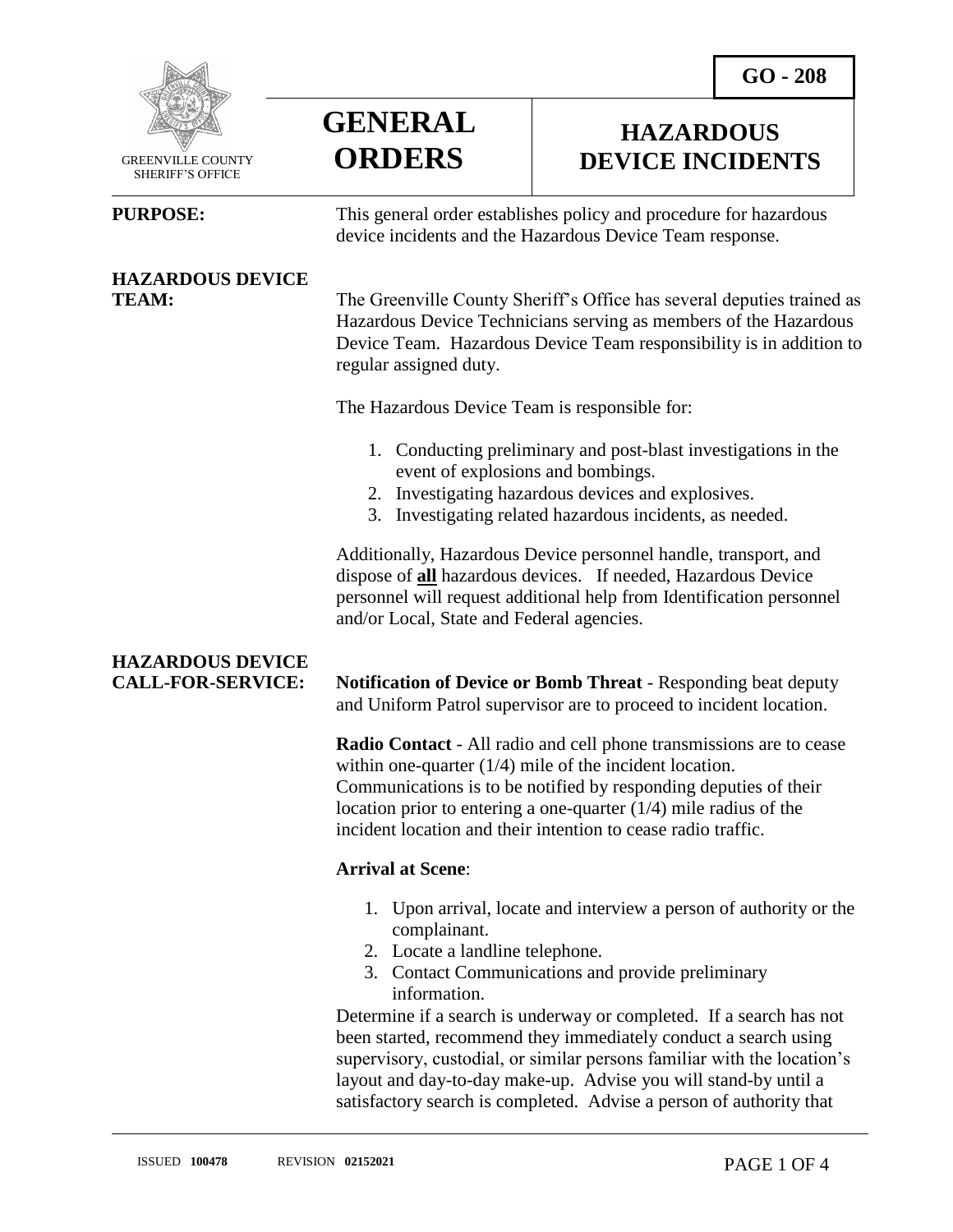GO - 208

GREENVILLE COUNTY SHERIFF'S OFFICE

# GENERAL ORDERS

# HAZARDOUS DEVICE INCIDENTS

**PURPOSE:**

This general order establishes policy and procedure for hazardous device incidents and the Hazardous Device Team response.

**HAZARDOUS DEVICE TEAM:**

The Greenville County Sheriff's Office has several deputies trained as Hazardous Device Technicians serving as members of the Hazardous Device Team. Hazardous Device Team responsibility is in addition to regular assigned duty.

The Hazardous Device Team is responsible for:

1. Conducting preliminary and post-blast investigations in the event of explosions and bombings.
2. Investigating hazardous devices and explosives.
3. Investigating related hazardous incidents, as needed.

Additionally, Hazardous Device personnel handle, transport, and dispose of **all** hazardous devices. If needed, Hazardous Device personnel will request additional help from Identification personnel and/or Local, State and Federal agencies.

**HAZARDOUS DEVICE CALL-FOR-SERVICE:**

**Notification of Device or Bomb Threat** - Responding beat deputy and Uniform Patrol supervisor are to proceed to incident location.

**Radio Contact** - All radio and cell phone transmissions are to cease within one-quarter (1/4) mile of the incident location. Communications is to be notified by responding deputies of their location prior to entering a one-quarter (1/4) mile radius of the incident location and their intention to cease radio traffic.

**Arrival at Scene**:

1. Upon arrival, locate and interview a person of authority or the complainant.
2. Locate a landline telephone.
3. Contact Communications and provide preliminary information.

Determine if a search is underway or completed. If a search has not been started, recommend they immediately conduct a search using supervisory, custodial, or similar persons familiar with the location's layout and day-to-day make-up. Advise you will stand-by until a satisfactory search is completed. Advise a person of authority that

ISSUED **100478** REVISION **02152021**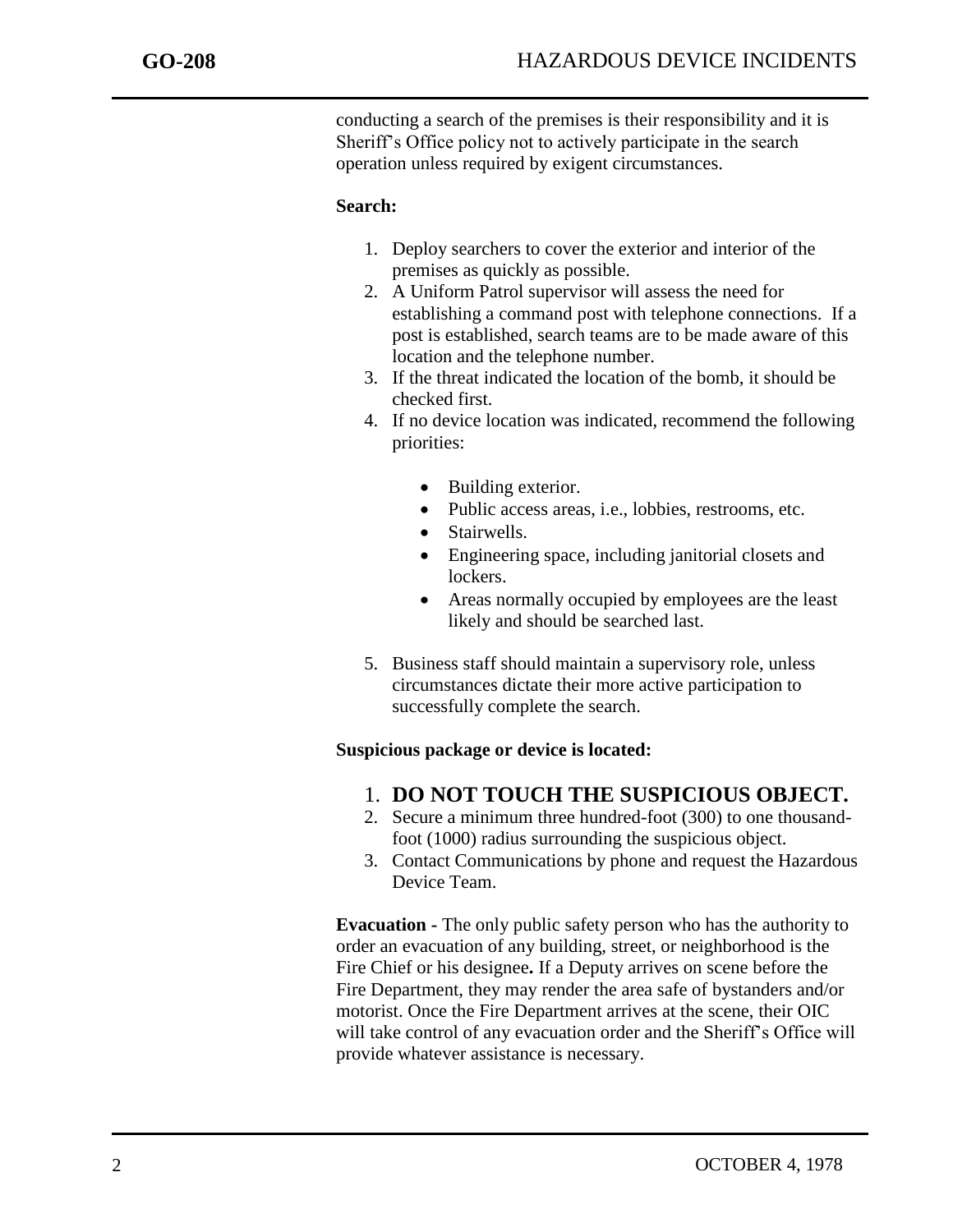conducting a search of the premises is their responsibility and it is Sheriff's Office policy not to actively participate in the search operation unless required by exigent circumstances.

**Search:**

1. Deploy searchers to cover the exterior and interior of the premises as quickly as possible.
2. A Uniform Patrol supervisor will assess the need for establishing a command post with telephone connections. If a post is established, search teams are to be made aware of this location and the telephone number.
3. If the threat indicated the location of the bomb, it should be checked first.
4. If no device location was indicated, recommend the following priorities:
    - Building exterior.
    - Public access areas, i.e., lobbies, restrooms, etc.
    - Stairwells.
    - Engineering space, including janitorial closets and lockers.
    - Areas normally occupied by employees are the least likely and should be searched last.
5. Business staff should maintain a supervisory role, unless circumstances dictate their more active participation to successfully complete the search.

**Suspicious package or device is located:**

1. **DO NOT TOUCH THE SUSPICIOUS OBJECT.**
2. Secure a minimum three hundred-foot (300) to one thousand-foot (1000) radius surrounding the suspicious object.
3. Contact Communications by phone and request the Hazardous Device Team.

**Evacuation -** The only public safety person who has the authority to order an evacuation of any building, street, or neighborhood is the Fire Chief or his designee**.** If a Deputy arrives on scene before the Fire Department, they may render the area safe of bystanders and/or motorist. Once the Fire Department arrives at the scene, their OIC will take control of any evacuation order and the Sheriff's Office will provide whatever assistance is necessary.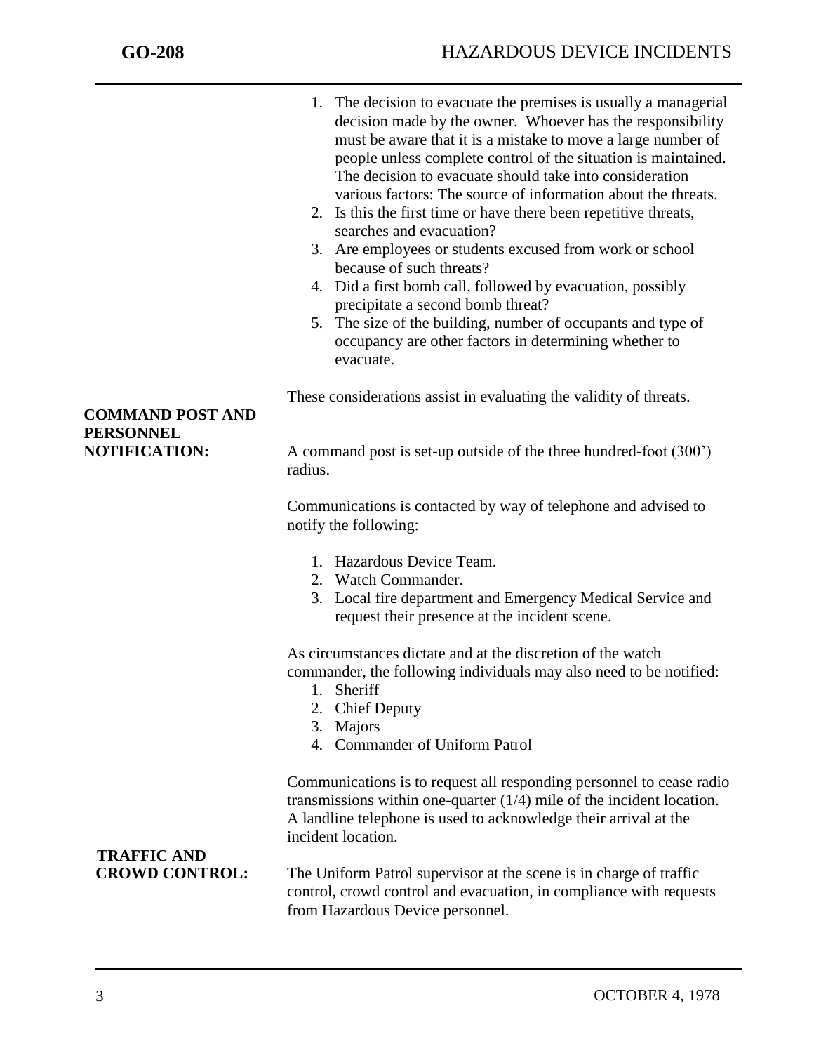1. The decision to evacuate the premises is usually a managerial decision made by the owner. Whoever has the responsibility must be aware that it is a mistake to move a large number of people unless complete control of the situation is maintained. The decision to evacuate should take into consideration various factors: The source of information about the threats.
2. Is this the first time or have there been repetitive threats, searches and evacuation?
3. Are employees or students excused from work or school because of such threats?
4. Did a first bomb call, followed by evacuation, possibly precipitate a second bomb threat?
5. The size of the building, number of occupants and type of occupancy are other factors in determining whether to evacuate.

These considerations assist in evaluating the validity of threats.

**COMMAND POST AND PERSONNEL NOTIFICATION:**

A command post is set-up outside of the three hundred-foot (300') radius.

Communications is contacted by way of telephone and advised to notify the following:

1. Hazardous Device Team.
2. Watch Commander.
3. Local fire department and Emergency Medical Service and request their presence at the incident scene.

As circumstances dictate and at the discretion of the watch commander, the following individuals may also need to be notified:

1. Sheriff
2. Chief Deputy
3. Majors
4. Commander of Uniform Patrol

Communications is to request all responding personnel to cease radio transmissions within one-quarter (1/4) mile of the incident location. A landline telephone is used to acknowledge their arrival at the incident location.

**TRAFFIC AND CROWD CONTROL:**

The Uniform Patrol supervisor at the scene is in charge of traffic control, crowd control and evacuation, in compliance with requests from Hazardous Device personnel.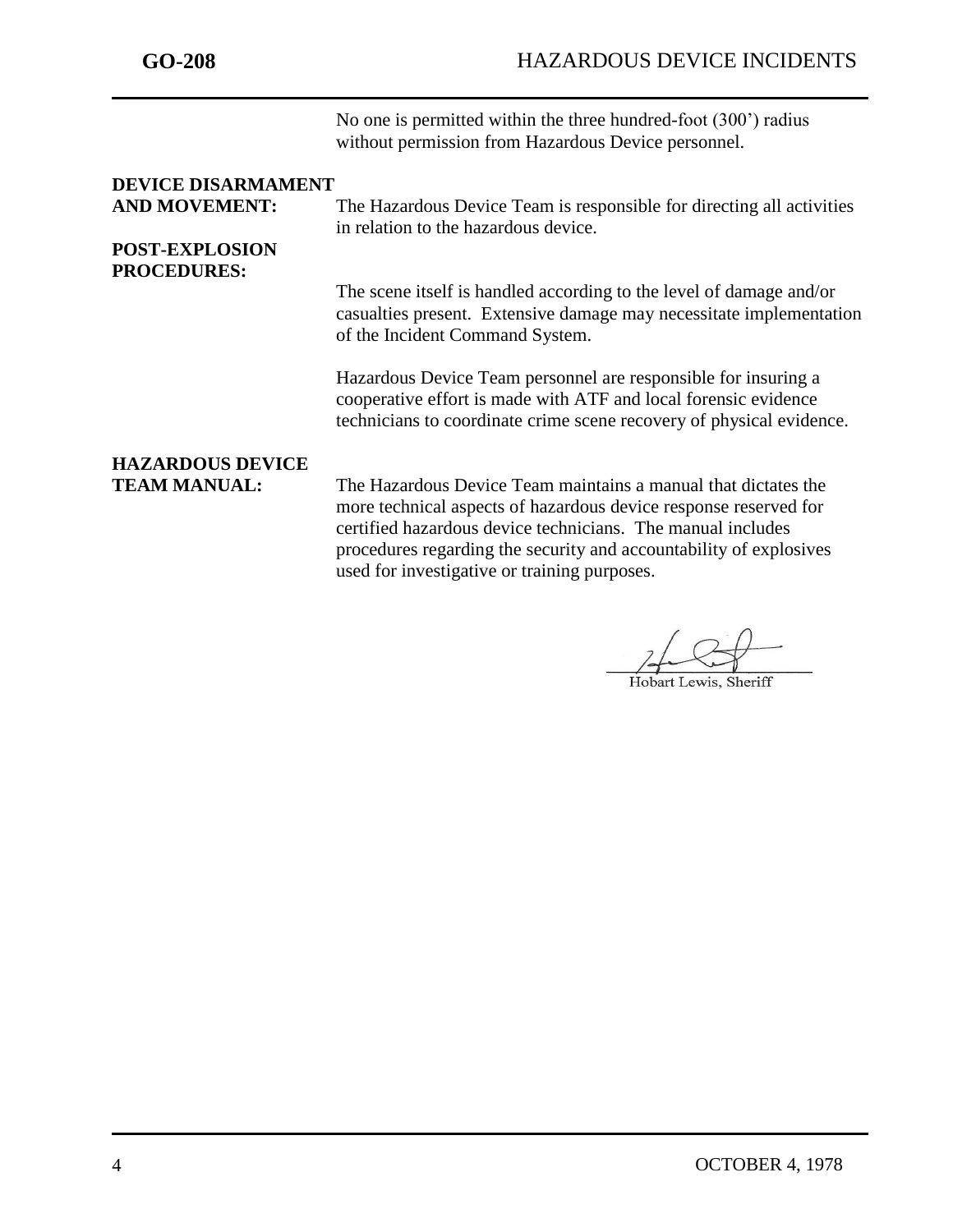No one is permitted within the three hundred-foot (300') radius without permission from Hazardous Device personnel.

**DEVICE DISARMAMENT AND MOVEMENT:**

The Hazardous Device Team is responsible for directing all activities in relation to the hazardous device.

**POST-EXPLOSION PROCEDURES:**

The scene itself is handled according to the level of damage and/or casualties present. Extensive damage may necessitate implementation of the Incident Command System.

Hazardous Device Team personnel are responsible for insuring a cooperative effort is made with ATF and local forensic evidence technicians to coordinate crime scene recovery of physical evidence.

**HAZARDOUS DEVICE TEAM MANUAL:**

The Hazardous Device Team maintains a manual that dictates the more technical aspects of hazardous device response reserved for certified hazardous device technicians. The manual includes procedures regarding the security and accountability of explosives used for investigative or training purposes.

Hobart Lewis, Sheriff